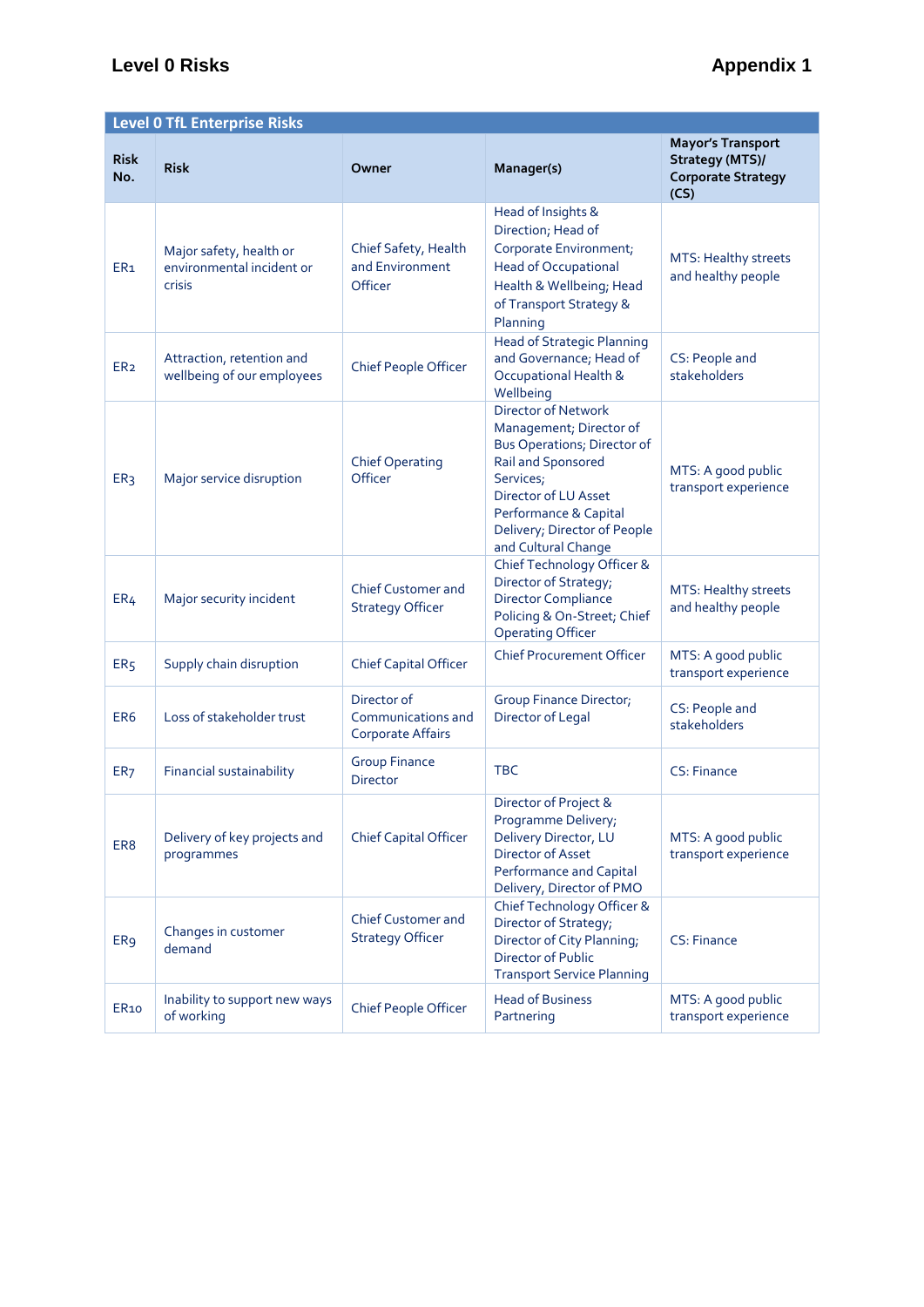**Level 0 Risks** **Appendix 1**

| Level 0 TfL Enterprise Risks | | | | |
|---|---|---|---|---|
| **Risk No.** | **Risk** | **Owner** | **Manager(s)** | **Mayor's Transport Strategy (MTS)/ Corporate Strategy (CS)** |
| ER1 | Major safety, health or environmental incident or crisis | Chief Safety, Health and Environment Officer | Head of Insights & Direction; Head of Corporate Environment; Head of Occupational Health & Wellbeing; Head of Transport Strategy & Planning | MTS: Healthy streets and healthy people |
| ER2 | Attraction, retention and wellbeing of our employees | Chief People Officer | Head of Strategic Planning and Governance; Head of Occupational Health & Wellbeing | CS: People and stakeholders |
| ER3 | Major service disruption | Chief Operating Officer | Director of Network Management; Director of Bus Operations; Director of Rail and Sponsored Services; Director of LU Asset Performance & Capital Delivery; Director of People and Cultural Change | MTS: A good public transport experience |
| ER4 | Major security incident | Chief Customer and Strategy Officer | Chief Technology Officer & Director of Strategy; Director Compliance Policing & On-Street; Chief Operating Officer | MTS: Healthy streets and healthy people |
| ER5 | Supply chain disruption | Chief Capital Officer | Chief Procurement Officer | MTS: A good public transport experience |
| ER6 | Loss of stakeholder trust | Director of Communications and Corporate Affairs | Group Finance Director; Director of Legal | CS: People and stakeholders |
| ER7 | Financial sustainability | Group Finance Director | TBC | CS: Finance |
| ER8 | Delivery of key projects and programmes | Chief Capital Officer | Director of Project & Programme Delivery; Delivery Director, LU Director of Asset Performance and Capital Delivery, Director of PMO | MTS: A good public transport experience |
| ER9 | Changes in customer demand | Chief Customer and Strategy Officer | Chief Technology Officer & Director of Strategy; Director of City Planning; Director of Public Transport Service Planning | CS: Finance |
| ER10 | Inability to support new ways of working | Chief People Officer | Head of Business Partnering | MTS: A good public transport experience |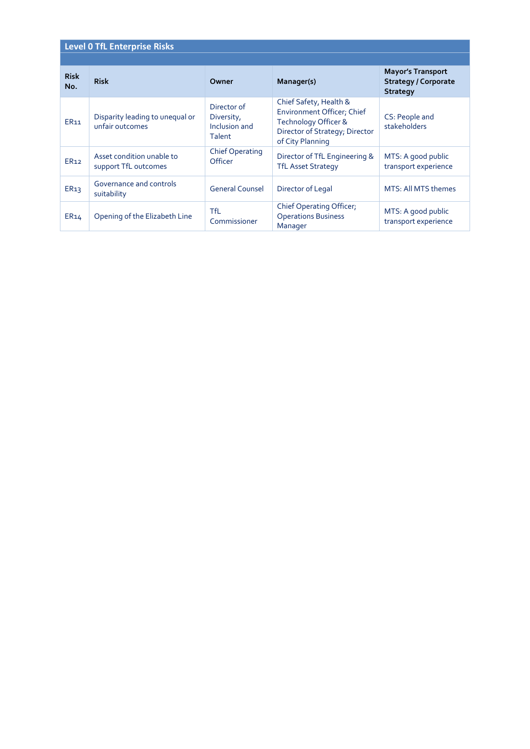| Level 0 TfL Enterprise Risks | | | | |
|---|---|---|---|---|
| **Risk No.** | **Risk** | **Owner** | **Manager(s)** | **Mayor's Transport Strategy / Corporate Strategy** |
| ER11 | Disparity leading to unequal or unfair outcomes | Director of Diversity, Inclusion and Talent | Chief Safety, Health & Environment Officer; Chief Technology Officer & Director of Strategy; Director of City Planning | CS: People and stakeholders |
| ER12 | Asset condition unable to support TfL outcomes | Chief Operating Officer | Director of TfL Engineering & TfL Asset Strategy | MTS: A good public transport experience |
| ER13 | Governance and controls suitability | General Counsel | Director of Legal | MTS: All MTS themes |
| ER14 | Opening of the Elizabeth Line | TfL Commissioner | Chief Operating Officer; Operations Business Manager | MTS: A good public transport experience |